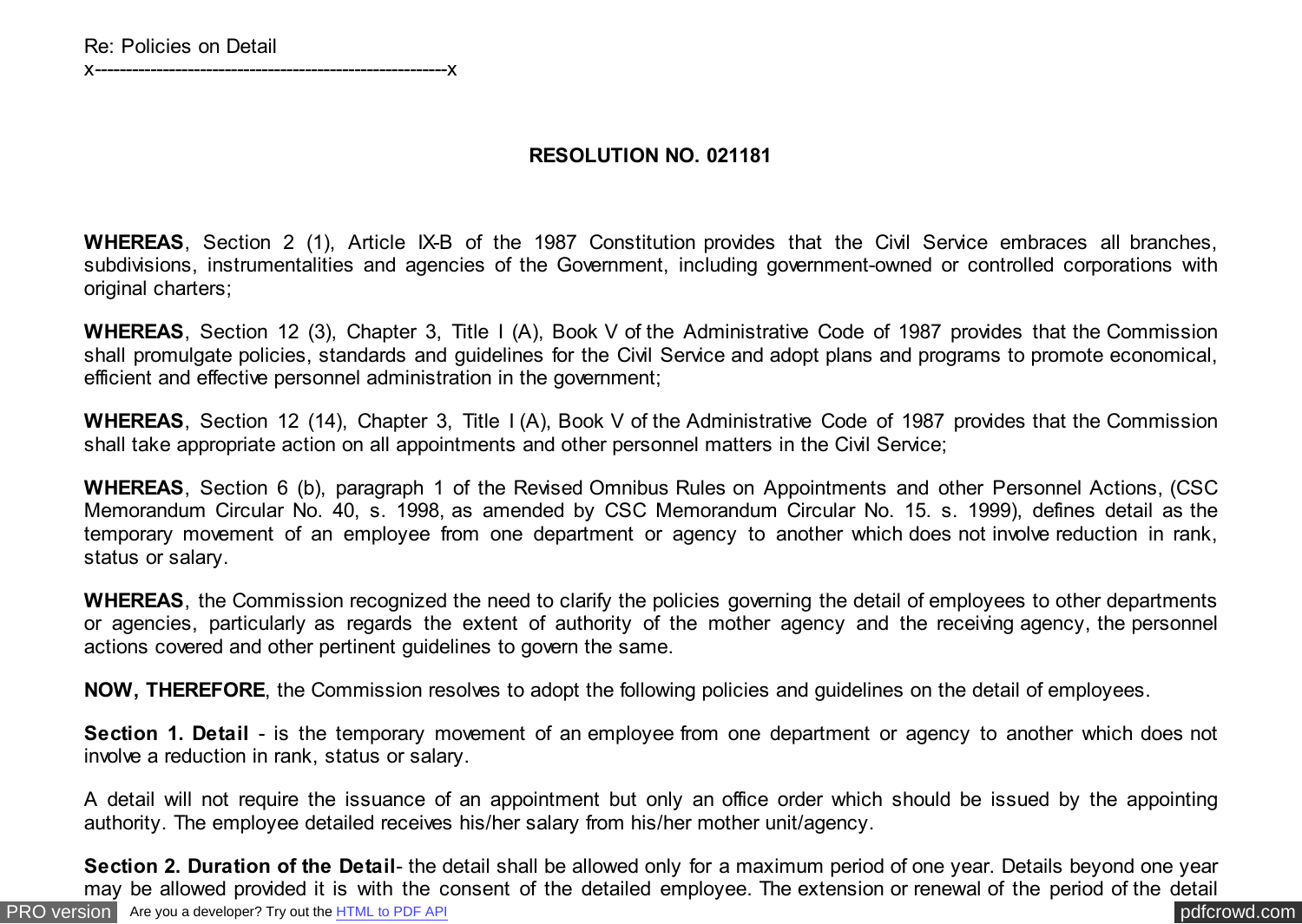Re: Policies on Detail
x---------------------------------------------------------x

**RESOLUTION NO. 021181**

**WHEREAS**, Section 2 (1), Article IX-B of the 1987 Constitution provides that the Civil Service embraces all branches, subdivisions, instrumentalities and agencies of the Government, including government-owned or controlled corporations with original charters;

**WHEREAS**, Section 12 (3), Chapter 3, Title I (A), Book V of the Administrative Code of 1987 provides that the Commission shall promulgate policies, standards and guidelines for the Civil Service and adopt plans and programs to promote economical, efficient and effective personnel administration in the government;

**WHEREAS**, Section 12 (14), Chapter 3, Title I (A), Book V of the Administrative Code of 1987 provides that the Commission shall take appropriate action on all appointments and other personnel matters in the Civil Service;

**WHEREAS**, Section 6 (b), paragraph 1 of the Revised Omnibus Rules on Appointments and other Personnel Actions, (CSC Memorandum Circular No. 40, s. 1998, as amended by CSC Memorandum Circular No. 15. s. 1999), defines detail as the temporary movement of an employee from one department or agency to another which does not involve reduction in rank, status or salary.

**WHEREAS**, the Commission recognized the need to clarify the policies governing the detail of employees to other departments or agencies, particularly as regards the extent of authority of the mother agency and the receiving agency, the personnel actions covered and other pertinent guidelines to govern the same.

**NOW, THEREFORE**, the Commission resolves to adopt the following policies and guidelines on the detail of employees.

**Section 1. Detail** - is the temporary movement of an employee from one department or agency to another which does not involve a reduction in rank, status or salary.

A detail will not require the issuance of an appointment but only an office order which should be issued by the appointing authority. The employee detailed receives his/her salary from his/her mother unit/agency.

**Section 2. Duration of the Detail**- the detail shall be allowed only for a maximum period of one year. Details beyond one year may be allowed provided it is with the consent of the detailed employee. The extension or renewal of the period of the detail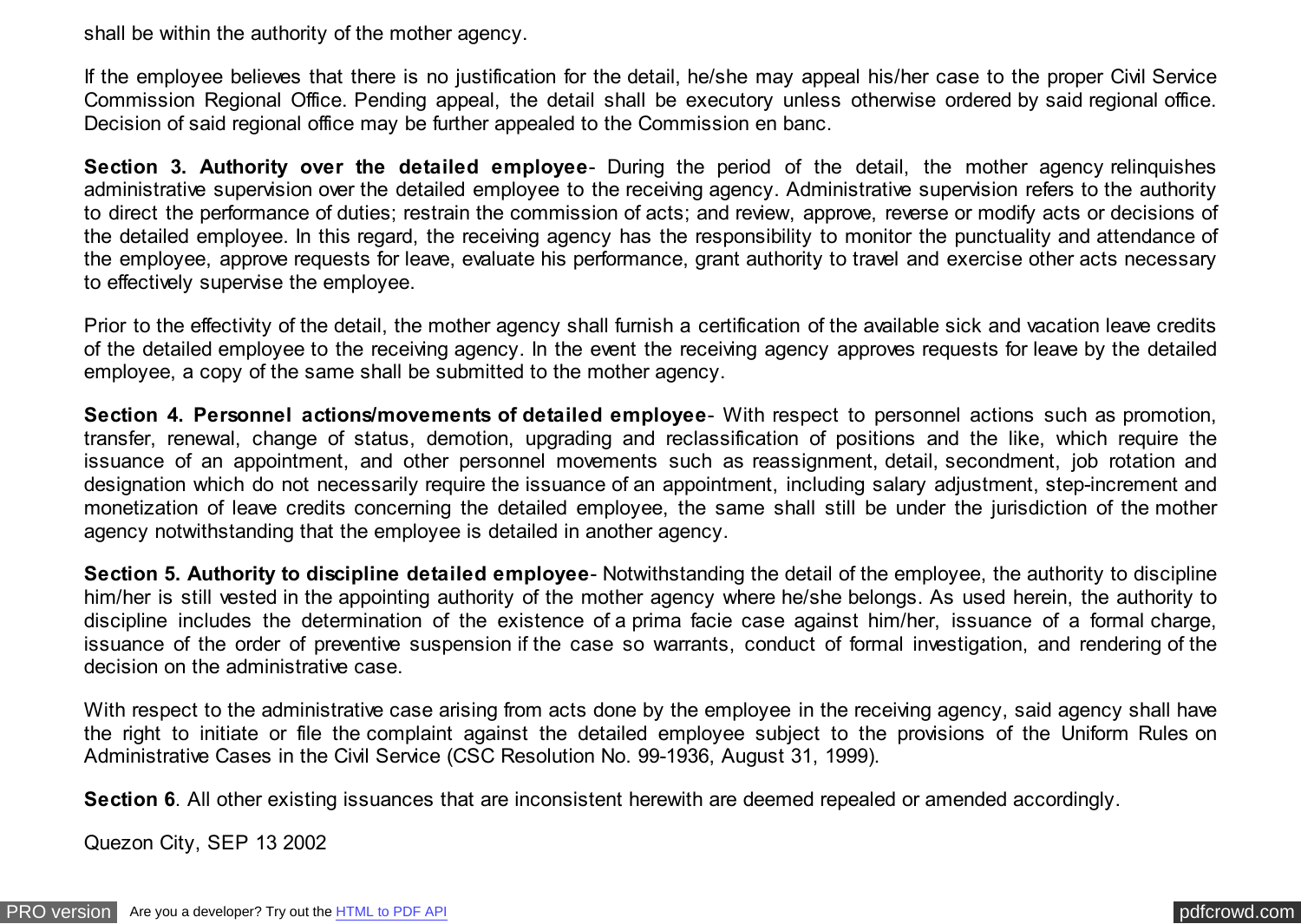shall be within the authority of the mother agency.

If the employee believes that there is no justification for the detail, he/she may appeal his/her case to the proper Civil Service Commission Regional Office. Pending appeal, the detail shall be executory unless otherwise ordered by said regional office. Decision of said regional office may be further appealed to the Commission en banc.

**Section 3. Authority over the detailed employee**- During the period of the detail, the mother agency relinquishes administrative supervision over the detailed employee to the receiving agency. Administrative supervision refers to the authority to direct the performance of duties; restrain the commission of acts; and review, approve, reverse or modify acts or decisions of the detailed employee. In this regard, the receiving agency has the responsibility to monitor the punctuality and attendance of the employee, approve requests for leave, evaluate his performance, grant authority to travel and exercise other acts necessary to effectively supervise the employee.

Prior to the effectivity of the detail, the mother agency shall furnish a certification of the available sick and vacation leave credits of the detailed employee to the receiving agency. In the event the receiving agency approves requests for leave by the detailed employee, a copy of the same shall be submitted to the mother agency.

**Section 4. Personnel actions/movements of detailed employee**- With respect to personnel actions such as promotion, transfer, renewal, change of status, demotion, upgrading and reclassification of positions and the like, which require the issuance of an appointment, and other personnel movements such as reassignment, detail, secondment, job rotation and designation which do not necessarily require the issuance of an appointment, including salary adjustment, step-increment and monetization of leave credits concerning the detailed employee, the same shall still be under the jurisdiction of the mother agency notwithstanding that the employee is detailed in another agency.

**Section 5. Authority to discipline detailed employee**- Notwithstanding the detail of the employee, the authority to discipline him/her is still vested in the appointing authority of the mother agency where he/she belongs. As used herein, the authority to discipline includes the determination of the existence of a prima facie case against him/her, issuance of a formal charge, issuance of the order of preventive suspension if the case so warrants, conduct of formal investigation, and rendering of the decision on the administrative case.

With respect to the administrative case arising from acts done by the employee in the receiving agency, said agency shall have the right to initiate or file the complaint against the detailed employee subject to the provisions of the Uniform Rules on Administrative Cases in the Civil Service (CSC Resolution No. 99-1936, August 31, 1999).

**Section 6**. All other existing issuances that are inconsistent herewith are deemed repealed or amended accordingly.

Quezon City, SEP 13 2002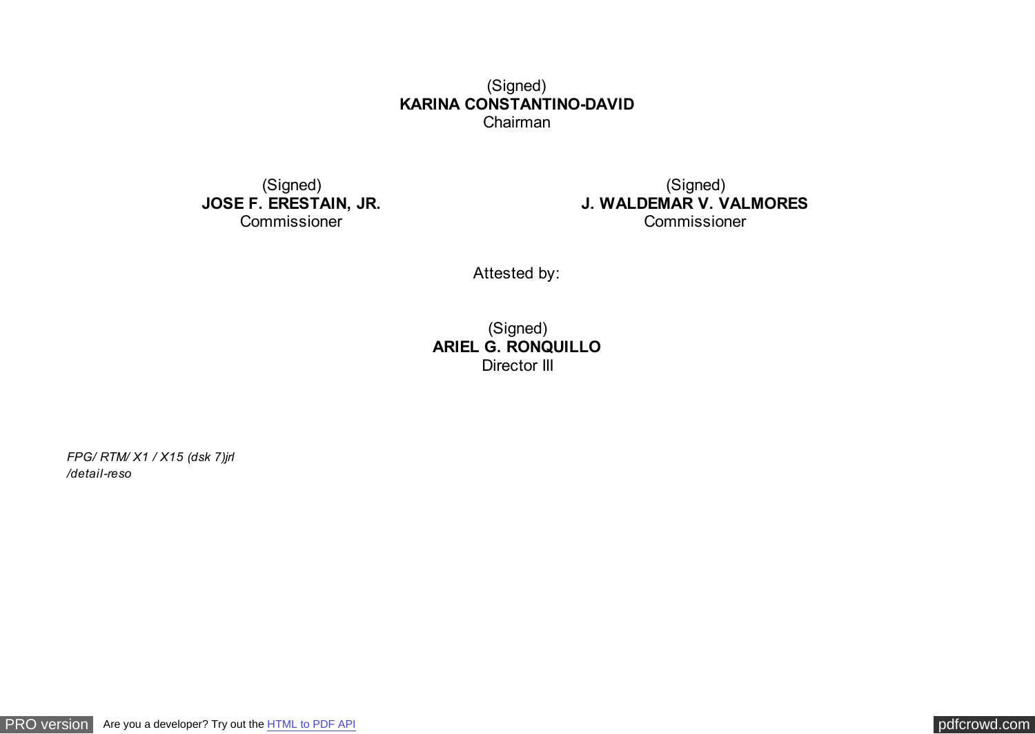(Signed)
**KARINA CONSTANTINO-DAVID**
Chairman

(Signed)
**JOSE F. ERESTAIN, JR.**
Commissioner

(Signed)
**J. WALDEMAR V. VALMORES**
Commissioner

Attested by:

(Signed)
**ARIEL G. RONQUILLO**
Director III

*FPG/ RTM/ X1 / X15 (dsk 7)jrl*
*/detail-reso*